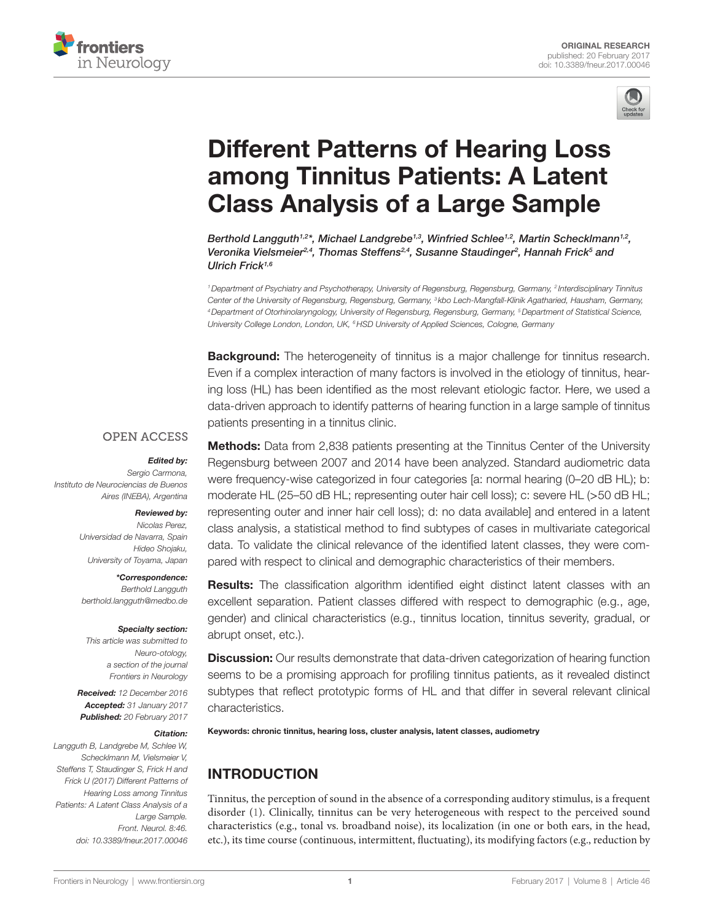ORIGINAL RESEARCH
published: 20 February 2017
doi: 10.3389/fneur.2017.00046

# Different Patterns of Hearing Loss among Tinnitus Patients: A Latent Class Analysis of a Large Sample

*Berthold Langguth[1,2]\*, Michael Landgrebe[1,3], Winfried Schlee[1,2], Martin Schecklmann[1,2], Veronika Vielsmeier[2,4], Thomas Steffens[2,4], Susanne Staudinger[2], Hannah Frick[5] and Ulrich Frick[1,6]*

[1] Department of Psychiatry and Psychotherapy, University of Regensburg, Regensburg, Germany, [2] Interdisciplinary Tinnitus Center of the University of Regensburg, Regensburg, Germany, [3] kbo Lech-Mangfall-Klinik Agatharied, Hausham, Germany, [4] Department of Otorhinolaryngology, University of Regensburg, Regensburg, Germany, [5] Department of Statistical Science, University College London, London, UK, [6] HSD University of Applied Sciences, Cologne, Germany

OPEN ACCESS

***Edited by:***
Sergio Carmona,
Instituto de Neurociencias de Buenos Aires (INEBA), Argentina

***Reviewed by:***
Nicolas Perez,
Universidad de Navarra, Spain
Hideo Shojaku,
University of Toyama, Japan

***\*Correspondence:***
Berthold Langguth
berthold.langguth@medbo.de

***Specialty section:***
This article was submitted to Neuro-otology, a section of the journal Frontiers in Neurology

***Received:*** 12 December 2016
***Accepted:*** 31 January 2017
***Published:*** 20 February 2017

***Citation:***
Langguth B, Landgrebe M, Schlee W, Schecklmann M, Vielsmeier V, Steffens T, Staudinger S, Frick H and Frick U (2017) Different Patterns of Hearing Loss among Tinnitus Patients: A Latent Class Analysis of a Large Sample. Front. Neurol. 8:46. doi: 10.3389/fneur.2017.00046

**Background:** The heterogeneity of tinnitus is a major challenge for tinnitus research. Even if a complex interaction of many factors is involved in the etiology of tinnitus, hearing loss (HL) has been identified as the most relevant etiologic factor. Here, we used a data-driven approach to identify patterns of hearing function in a large sample of tinnitus patients presenting in a tinnitus clinic.

**Methods:** Data from 2,838 patients presenting at the Tinnitus Center of the University Regensburg between 2007 and 2014 have been analyzed. Standard audiometric data were frequency-wise categorized in four categories [a: normal hearing (0–20 dB HL); b: moderate HL (25–50 dB HL; representing outer hair cell loss); c: severe HL (>50 dB HL; representing outer and inner hair cell loss); d: no data available] and entered in a latent class analysis, a statistical method to find subtypes of cases in multivariate categorical data. To validate the clinical relevance of the identified latent classes, they were compared with respect to clinical and demographic characteristics of their members.

**Results:** The classification algorithm identified eight distinct latent classes with an excellent separation. Patient classes differed with respect to demographic (e.g., age, gender) and clinical characteristics (e.g., tinnitus location, tinnitus severity, gradual, or abrupt onset, etc.).

**Discussion:** Our results demonstrate that data-driven categorization of hearing function seems to be a promising approach for profiling tinnitus patients, as it revealed distinct subtypes that reflect prototypic forms of HL and that differ in several relevant clinical characteristics.

**Keywords: chronic tinnitus, hearing loss, cluster analysis, latent classes, audiometry**

## INTRODUCTION

Tinnitus, the perception of sound in the absence of a corresponding auditory stimulus, is a frequent disorder (1). Clinically, tinnitus can be very heterogeneous with respect to the perceived sound characteristics (e.g., tonal vs. broadband noise), its localization (in one or both ears, in the head, etc.), its time course (continuous, intermittent, fluctuating), its modifying factors (e.g., reduction by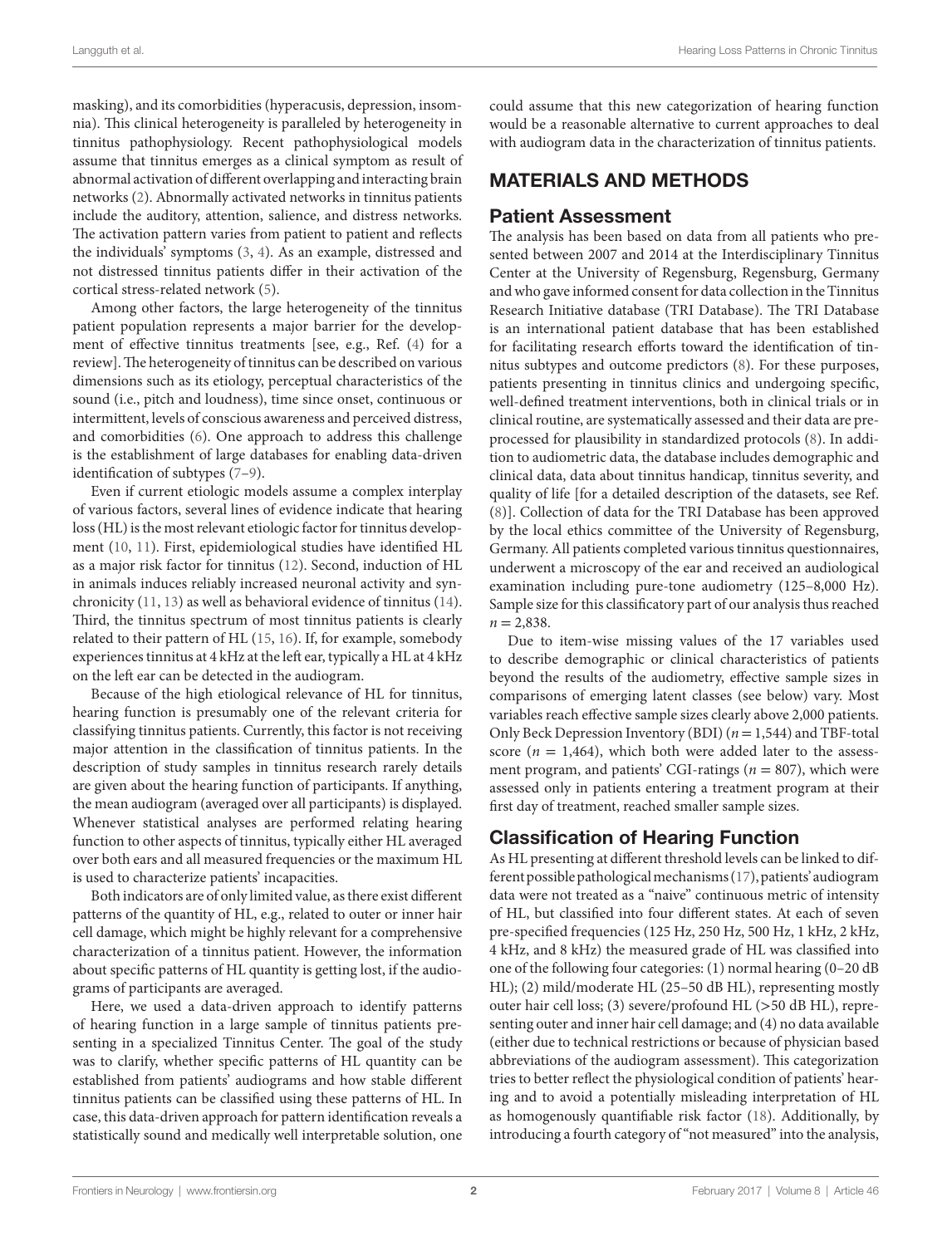masking), and its comorbidities (hyperacusis, depression, insomnia). This clinical heterogeneity is paralleled by heterogeneity in tinnitus pathophysiology. Recent pathophysiological models assume that tinnitus emerges as a clinical symptom as result of abnormal activation of different overlapping and interacting brain networks (2). Abnormally activated networks in tinnitus patients include the auditory, attention, salience, and distress networks. The activation pattern varies from patient to patient and reflects the individuals' symptoms (3, 4). As an example, distressed and not distressed tinnitus patients differ in their activation of the cortical stress-related network (5).

Among other factors, the large heterogeneity of the tinnitus patient population represents a major barrier for the development of effective tinnitus treatments [see, e.g., Ref. (4) for a review]. The heterogeneity of tinnitus can be described on various dimensions such as its etiology, perceptual characteristics of the sound (i.e., pitch and loudness), time since onset, continuous or intermittent, levels of conscious awareness and perceived distress, and comorbidities (6). One approach to address this challenge is the establishment of large databases for enabling data-driven identification of subtypes (7–9).

Even if current etiologic models assume a complex interplay of various factors, several lines of evidence indicate that hearing loss (HL) is the most relevant etiologic factor for tinnitus development (10, 11). First, epidemiological studies have identified HL as a major risk factor for tinnitus (12). Second, induction of HL in animals induces reliably increased neuronal activity and synchronicity (11, 13) as well as behavioral evidence of tinnitus (14). Third, the tinnitus spectrum of most tinnitus patients is clearly related to their pattern of HL (15, 16). If, for example, somebody experiences tinnitus at 4 kHz at the left ear, typically a HL at 4 kHz on the left ear can be detected in the audiogram.

Because of the high etiological relevance of HL for tinnitus, hearing function is presumably one of the relevant criteria for classifying tinnitus patients. Currently, this factor is not receiving major attention in the classification of tinnitus patients. In the description of study samples in tinnitus research rarely details are given about the hearing function of participants. If anything, the mean audiogram (averaged over all participants) is displayed. Whenever statistical analyses are performed relating hearing function to other aspects of tinnitus, typically either HL averaged over both ears and all measured frequencies or the maximum HL is used to characterize patients' incapacities.

Both indicators are of only limited value, as there exist different patterns of the quantity of HL, e.g., related to outer or inner hair cell damage, which might be highly relevant for a comprehensive characterization of a tinnitus patient. However, the information about specific patterns of HL quantity is getting lost, if the audiograms of participants are averaged.

Here, we used a data-driven approach to identify patterns of hearing function in a large sample of tinnitus patients presenting in a specialized Tinnitus Center. The goal of the study was to clarify, whether specific patterns of HL quantity can be established from patients' audiograms and how stable different tinnitus patients can be classified using these patterns of HL. In case, this data-driven approach for pattern identification reveals a statistically sound and medically well interpretable solution, one could assume that this new categorization of hearing function would be a reasonable alternative to current approaches to deal with audiogram data in the characterization of tinnitus patients.

## MATERIALS AND METHODS

### Patient Assessment

The analysis has been based on data from all patients who presented between 2007 and 2014 at the Interdisciplinary Tinnitus Center at the University of Regensburg, Regensburg, Germany and who gave informed consent for data collection in the Tinnitus Research Initiative database (TRI Database). The TRI Database is an international patient database that has been established for facilitating research efforts toward the identification of tinnitus subtypes and outcome predictors (8). For these purposes, patients presenting in tinnitus clinics and undergoing specific, well-defined treatment interventions, both in clinical trials or in clinical routine, are systematically assessed and their data are preprocessed for plausibility in standardized protocols (8). In addition to audiometric data, the database includes demographic and clinical data, data about tinnitus handicap, tinnitus severity, and quality of life [for a detailed description of the datasets, see Ref. (8)]. Collection of data for the TRI Database has been approved by the local ethics committee of the University of Regensburg, Germany. All patients completed various tinnitus questionnaires, underwent a microscopy of the ear and received an audiological examination including pure-tone audiometry (125–8,000 Hz). Sample size for this classificatory part of our analysis thus reached $n = 2,838$.

Due to item-wise missing values of the 17 variables used to describe demographic or clinical characteristics of patients beyond the results of the audiometry, effective sample sizes in comparisons of emerging latent classes (see below) vary. Most variables reach effective sample sizes clearly above 2,000 patients. Only Beck Depression Inventory (BDI) ($n = 1,544$) and TBF-total score ($n = 1,464$), which both were added later to the assessment program, and patients' CGI-ratings ($n = 807$), which were assessed only in patients entering a treatment program at their first day of treatment, reached smaller sample sizes.

### Classification of Hearing Function

As HL presenting at different threshold levels can be linked to different possible pathological mechanisms (17), patients' audiogram data were not treated as a "naive" continuous metric of intensity of HL, but classified into four different states. At each of seven pre-specified frequencies (125 Hz, 250 Hz, 500 Hz, 1 kHz, 2 kHz, 4 kHz, and 8 kHz) the measured grade of HL was classified into one of the following four categories: (1) normal hearing (0–20 dB HL); (2) mild/moderate HL (25–50 dB HL), representing mostly outer hair cell loss; (3) severe/profound HL (>50 dB HL), representing outer and inner hair cell damage; and (4) no data available (either due to technical restrictions or because of physician based abbreviations of the audiogram assessment). This categorization tries to better reflect the physiological condition of patients' hearing and to avoid a potentially misleading interpretation of HL as homogenously quantifiable risk factor (18). Additionally, by introducing a fourth category of "not measured" into the analysis,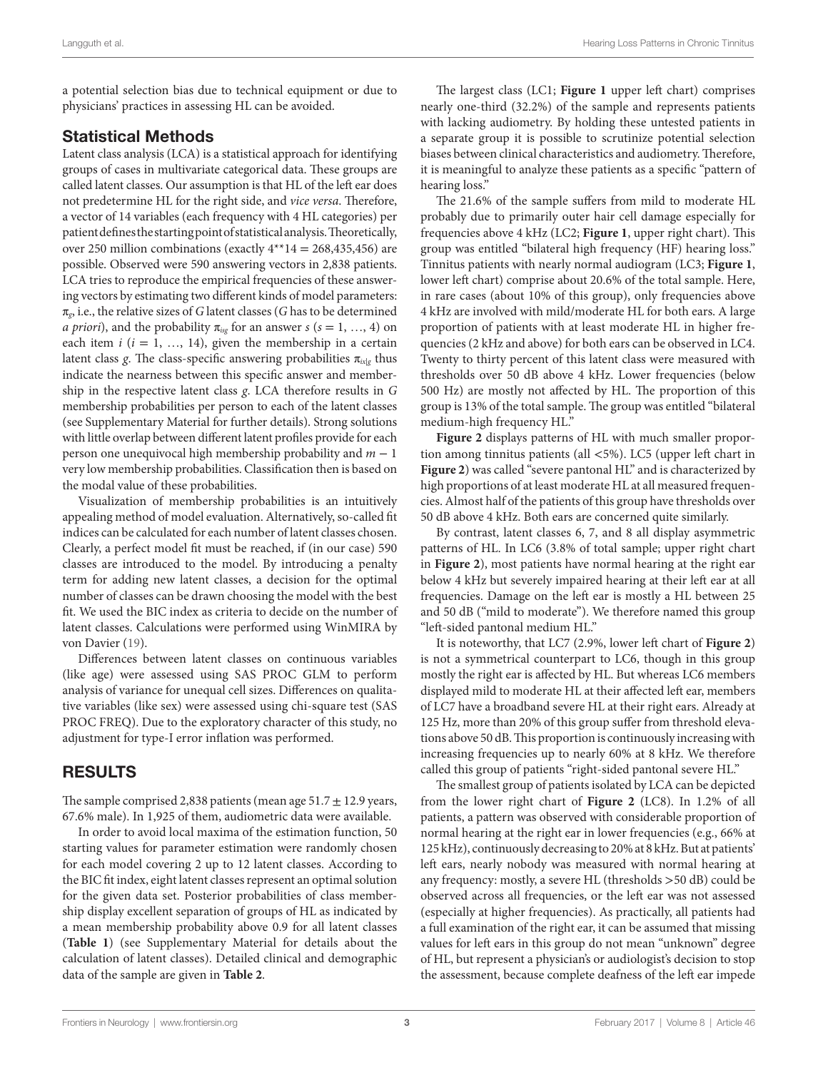a potential selection bias due to technical equipment or due to physicians' practices in assessing HL can be avoided.

## Statistical Methods

Latent class analysis (LCA) is a statistical approach for identifying groups of cases in multivariate categorical data. These groups are called latent classes. Our assumption is that HL of the left ear does not predetermine HL for the right side, and *vice versa*. Therefore, a vector of 14 variables (each frequency with 4 HL categories) per patient defines the starting point of statistical analysis. Theoretically, over 250 million combinations (exactly 4**14 = 268,435,456) are possible. Observed were 590 answering vectors in 2,838 patients. LCA tries to reproduce the empirical frequencies of these answering vectors by estimating two different kinds of model parameters: $\pi_g$, i.e., the relative sizes of $G$ latent classes ($G$ has to be determined *a priori*), and the probability $\pi_{isg}$ for an answer $s$ ($s = 1, \ldots, 4$) on item $i$ ($i = 1, \ldots, 14$), given the membership in a certain latent class $g$. The class-specific answering probabilities $\pi_{is|g}$ thus indicate the nearness between this specific answer and membership in the respective latent class $g$. LCA therefore results in $G$ membership probabilities per person to each of the latent classes (see Supplementary Material for further details). Strong solutions with little overlap between different latent profiles provide for each person one unequivocal high membership probability and $m - 1$ very low membership probabilities. Classification then is based on the modal value of these probabilities.

Visualization of membership probabilities is an intuitively appealing method of model evaluation. Alternatively, so-called fit indices can be calculated for each number of latent classes chosen. Clearly, a perfect model fit must be reached, if (in our case) 590 classes are introduced to the model. By introducing a penalty term for adding new latent classes, a decision for the optimal number of classes can be drawn choosing the model with the best fit. We used the BIC index as criteria to decide on the number of latent classes. Calculations were performed using WinMIRA by von Davier (19).

Differences between latent classes on continuous variables (like age) were assessed using SAS PROC GLM to perform analysis of variance for unequal cell sizes. Differences on qualitative variables (like sex) were assessed using chi-square test (SAS PROC FREQ). Due to the exploratory character of this study, no adjustment for type-I error inflation was performed.

# RESULTS

The sample comprised 2,838 patients (mean age 51.7 ± 12.9 years, 67.6% male). In 1,925 of them, audiometric data were available.

In order to avoid local maxima of the estimation function, 50 starting values for parameter estimation were randomly chosen for each model covering 2 up to 12 latent classes. According to the BIC fit index, eight latent classes represent an optimal solution for the given data set. Posterior probabilities of class membership display excellent separation of groups of HL as indicated by a mean membership probability above 0.9 for all latent classes (**Table 1**) (see Supplementary Material for details about the calculation of latent classes). Detailed clinical and demographic data of the sample are given in **Table 2**.

The largest class (LC1; **Figure 1** upper left chart) comprises nearly one-third (32.2%) of the sample and represents patients with lacking audiometry. By holding these untested patients in a separate group it is possible to scrutinize potential selection biases between clinical characteristics and audiometry. Therefore, it is meaningful to analyze these patients as a specific "pattern of hearing loss."

The 21.6% of the sample suffers from mild to moderate HL probably due to primarily outer hair cell damage especially for frequencies above 4 kHz (LC2; **Figure 1**, upper right chart). This group was entitled "bilateral high frequency (HF) hearing loss." Tinnitus patients with nearly normal audiogram (LC3; **Figure 1**, lower left chart) comprise about 20.6% of the total sample. Here, in rare cases (about 10% of this group), only frequencies above 4 kHz are involved with mild/moderate HL for both ears. A large proportion of patients with at least moderate HL in higher frequencies (2 kHz and above) for both ears can be observed in LC4. Twenty to thirty percent of this latent class were measured with thresholds over 50 dB above 4 kHz. Lower frequencies (below 500 Hz) are mostly not affected by HL. The proportion of this group is 13% of the total sample. The group was entitled "bilateral medium-high frequency HL."

**Figure 2** displays patterns of HL with much smaller proportion among tinnitus patients (all <5%). LC5 (upper left chart in **Figure 2**) was called "severe pantonal HL" and is characterized by high proportions of at least moderate HL at all measured frequencies. Almost half of the patients of this group have thresholds over 50 dB above 4 kHz. Both ears are concerned quite similarly.

By contrast, latent classes 6, 7, and 8 all display asymmetric patterns of HL. In LC6 (3.8% of total sample; upper right chart in **Figure 2**), most patients have normal hearing at the right ear below 4 kHz but severely impaired hearing at their left ear at all frequencies. Damage on the left ear is mostly a HL between 25 and 50 dB ("mild to moderate"). We therefore named this group "left-sided pantonal medium HL."

It is noteworthy, that LC7 (2.9%, lower left chart of **Figure 2**) is not a symmetrical counterpart to LC6, though in this group mostly the right ear is affected by HL. But whereas LC6 members displayed mild to moderate HL at their affected left ear, members of LC7 have a broadband severe HL at their right ears. Already at 125 Hz, more than 20% of this group suffer from threshold elevations above 50 dB. This proportion is continuously increasing with increasing frequencies up to nearly 60% at 8 kHz. We therefore called this group of patients "right-sided pantonal severe HL."

The smallest group of patients isolated by LCA can be depicted from the lower right chart of **Figure 2** (LC8). In 1.2% of all patients, a pattern was observed with considerable proportion of normal hearing at the right ear in lower frequencies (e.g., 66% at 125 kHz), continuously decreasing to 20% at 8 kHz. But at patients' left ears, nearly nobody was measured with normal hearing at any frequency: mostly, a severe HL (thresholds >50 dB) could be observed across all frequencies, or the left ear was not assessed (especially at higher frequencies). As practically, all patients had a full examination of the right ear, it can be assumed that missing values for left ears in this group do not mean "unknown" degree of HL, but represent a physician's or audiologist's decision to stop the assessment, because complete deafness of the left ear impede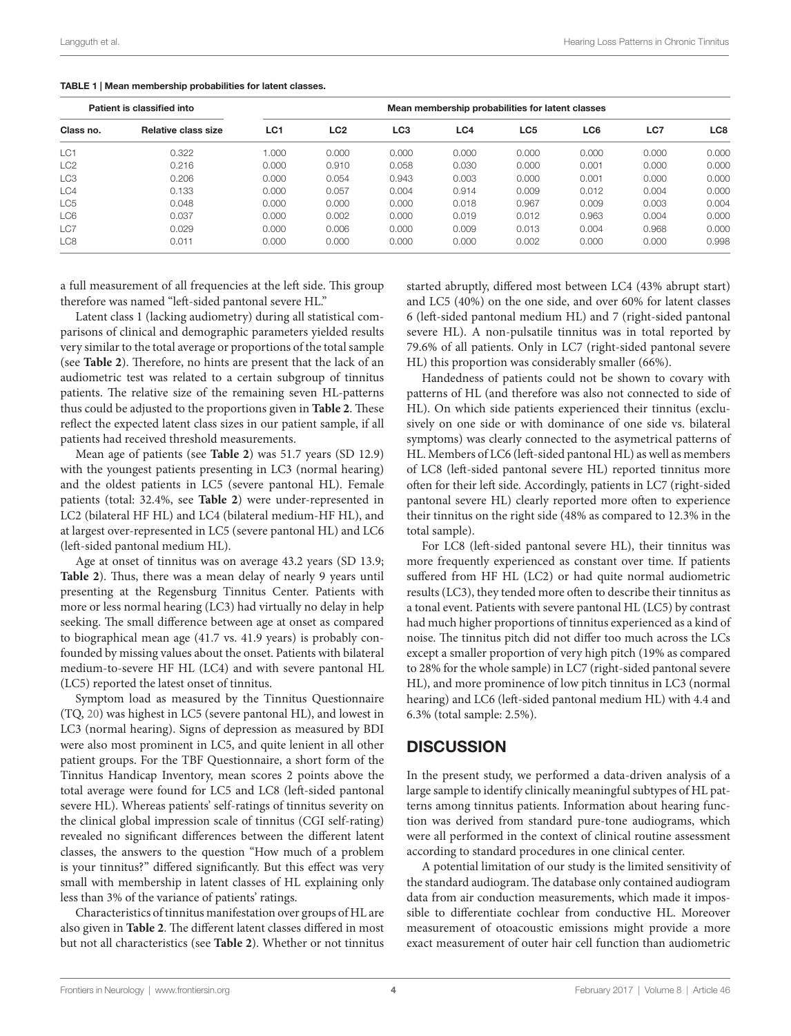**TABLE 1 | Mean membership probabilities for latent classes.**

| Patient is classified into | | Mean membership probabilities for latent classes | | | | | | | |
|---|---|---|---|---|---|---|---|---|---|
| Class no. | Relative class size | LC1 | LC2 | LC3 | LC4 | LC5 | LC6 | LC7 | LC8 |
| LC1 | 0.322 | 1.000 | 0.000 | 0.000 | 0.000 | 0.000 | 0.000 | 0.000 | 0.000 |
| LC2 | 0.216 | 0.000 | 0.910 | 0.058 | 0.030 | 0.000 | 0.001 | 0.000 | 0.000 |
| LC3 | 0.206 | 0.000 | 0.054 | 0.943 | 0.003 | 0.000 | 0.001 | 0.000 | 0.000 |
| LC4 | 0.133 | 0.000 | 0.057 | 0.004 | 0.914 | 0.009 | 0.012 | 0.004 | 0.000 |
| LC5 | 0.048 | 0.000 | 0.000 | 0.000 | 0.018 | 0.967 | 0.009 | 0.003 | 0.004 |
| LC6 | 0.037 | 0.000 | 0.002 | 0.000 | 0.019 | 0.012 | 0.963 | 0.004 | 0.000 |
| LC7 | 0.029 | 0.000 | 0.006 | 0.000 | 0.009 | 0.013 | 0.004 | 0.968 | 0.000 |
| LC8 | 0.011 | 0.000 | 0.000 | 0.000 | 0.000 | 0.002 | 0.000 | 0.000 | 0.998 |

a full measurement of all frequencies at the left side. This group therefore was named "left-sided pantonal severe HL."

Latent class 1 (lacking audiometry) during all statistical comparisons of clinical and demographic parameters yielded results very similar to the total average or proportions of the total sample (see **Table 2**). Therefore, no hints are present that the lack of an audiometric test was related to a certain subgroup of tinnitus patients. The relative size of the remaining seven HL-patterns thus could be adjusted to the proportions given in **Table 2**. These reflect the expected latent class sizes in our patient sample, if all patients had received threshold measurements.

Mean age of patients (see **Table 2**) was 51.7 years (SD 12.9) with the youngest patients presenting in LC3 (normal hearing) and the oldest patients in LC5 (severe pantonal HL). Female patients (total: 32.4%, see **Table 2**) were under-represented in LC2 (bilateral HF HL) and LC4 (bilateral medium-HF HL), and at largest over-represented in LC5 (severe pantonal HL) and LC6 (left-sided pantonal medium HL).

Age at onset of tinnitus was on average 43.2 years (SD 13.9; **Table 2**). Thus, there was a mean delay of nearly 9 years until presenting at the Regensburg Tinnitus Center. Patients with more or less normal hearing (LC3) had virtually no delay in help seeking. The small difference between age at onset as compared to biographical mean age (41.7 vs. 41.9 years) is probably confounded by missing values about the onset. Patients with bilateral medium-to-severe HF HL (LC4) and with severe pantonal HL (LC5) reported the latest onset of tinnitus.

Symptom load as measured by the Tinnitus Questionnaire (TQ, 20) was highest in LC5 (severe pantonal HL), and lowest in LC3 (normal hearing). Signs of depression as measured by BDI were also most prominent in LC5, and quite lenient in all other patient groups. For the TBF Questionnaire, a short form of the Tinnitus Handicap Inventory, mean scores 2 points above the total average were found for LC5 and LC8 (left-sided pantonal severe HL). Whereas patients' self-ratings of tinnitus severity on the clinical global impression scale of tinnitus (CGI self-rating) revealed no significant differences between the different latent classes, the answers to the question "How much of a problem is your tinnitus?" differed significantly. But this effect was very small with membership in latent classes of HL explaining only less than 3% of the variance of patients' ratings.

Characteristics of tinnitus manifestation over groups of HL are also given in **Table 2**. The different latent classes differed in most but not all characteristics (see **Table 2**). Whether or not tinnitus started abruptly, differed most between LC4 (43% abrupt start) and LC5 (40%) on the one side, and over 60% for latent classes 6 (left-sided pantonal medium HL) and 7 (right-sided pantonal severe HL). A non-pulsatile tinnitus was in total reported by 79.6% of all patients. Only in LC7 (right-sided pantonal severe HL) this proportion was considerably smaller (66%).

Handedness of patients could not be shown to covary with patterns of HL (and therefore was also not connected to side of HL). On which side patients experienced their tinnitus (exclusively on one side or with dominance of one side vs. bilateral symptoms) was clearly connected to the asymetrical patterns of HL. Members of LC6 (left-sided pantonal HL) as well as members of LC8 (left-sided pantonal severe HL) reported tinnitus more often for their left side. Accordingly, patients in LC7 (right-sided pantonal severe HL) clearly reported more often to experience their tinnitus on the right side (48% as compared to 12.3% in the total sample).

For LC8 (left-sided pantonal severe HL), their tinnitus was more frequently experienced as constant over time. If patients suffered from HF HL (LC2) or had quite normal audiometric results (LC3), they tended more often to describe their tinnitus as a tonal event. Patients with severe pantonal HL (LC5) by contrast had much higher proportions of tinnitus experienced as a kind of noise. The tinnitus pitch did not differ too much across the LCs except a smaller proportion of very high pitch (19% as compared to 28% for the whole sample) in LC7 (right-sided pantonal severe HL), and more prominence of low pitch tinnitus in LC3 (normal hearing) and LC6 (left-sided pantonal medium HL) with 4.4 and 6.3% (total sample: 2.5%).

## DISCUSSION

In the present study, we performed a data-driven analysis of a large sample to identify clinically meaningful subtypes of HL patterns among tinnitus patients. Information about hearing function was derived from standard pure-tone audiograms, which were all performed in the context of clinical routine assessment according to standard procedures in one clinical center.

A potential limitation of our study is the limited sensitivity of the standard audiogram. The database only contained audiogram data from air conduction measurements, which made it impossible to differentiate cochlear from conductive HL. Moreover measurement of otoacoustic emissions might provide a more exact measurement of outer hair cell function than audiometric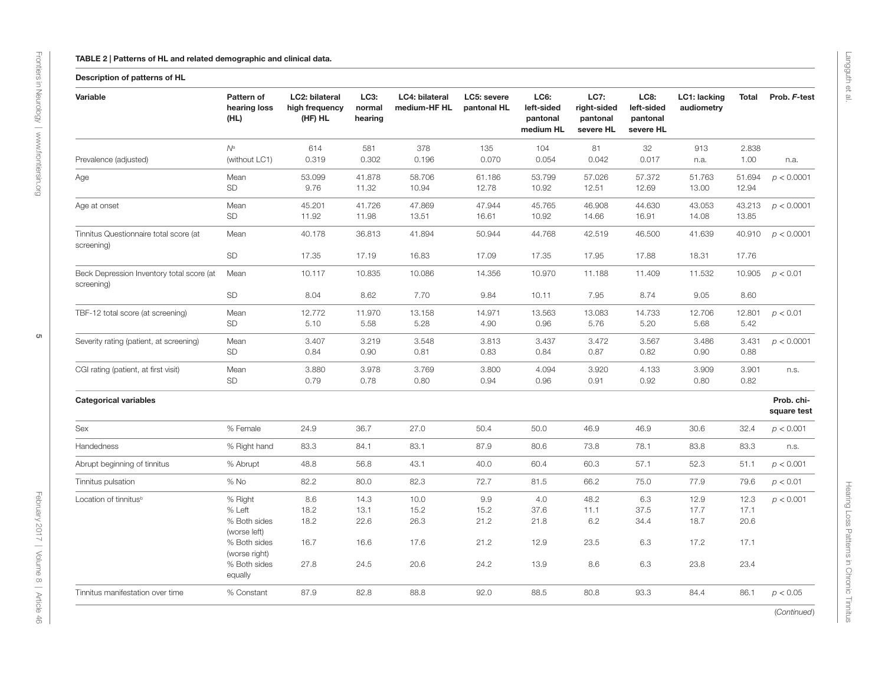**TABLE 2 | Patterns of HL and related demographic and clinical data.**

**Description of patterns of HL**

| Variable | Pattern of hearing loss (HL) | LC2: bilateral high frequency (HF) HL | LC3: normal hearing | LC4: bilateral medium-HF HL | LC5: severe pantonal HL | LC6: left-sided pantonal medium HL | LC7: right-sided pantonal severe HL | LC8: left-sided pantonal severe HL | LC1: lacking audiometry | Total | Prob. *F*-test |
|---|---|---|---|---|---|---|---|---|---|---|---|
| | $N^{a}$ | 614 | 581 | 378 | 135 | 104 | 81 | 32 | 913 | 2.838 | |
| Prevalence (adjusted) | (without LC1) | 0.319 | 0.302 | 0.196 | 0.070 | 0.054 | 0.042 | 0.017 | n.a. | 1.00 | n.a. |
| Age | Mean | 53.099 | 41.878 | 58.706 | 61.186 | 53.799 | 57.026 | 57.372 | 51.763 | 51.694 | $p < 0.0001$ |
| | SD | 9.76 | 11.32 | 10.94 | 12.78 | 10.92 | 12.51 | 12.69 | 13.00 | 12.94 | |
| Age at onset | Mean | 45.201 | 41.726 | 47.869 | 47.944 | 45.765 | 46.908 | 44.630 | 43.053 | 43.213 | $p < 0.0001$ |
| | SD | 11.92 | 11.98 | 13.51 | 16.61 | 10.92 | 14.66 | 16.91 | 14.08 | 13.85 | |
| Tinnitus Questionnaire total score (at screening) | Mean | 40.178 | 36.813 | 41.894 | 50.944 | 44.768 | 42.519 | 46.500 | 41.639 | 40.910 | $p < 0.0001$ |
| | SD | 17.35 | 17.19 | 16.83 | 17.09 | 17.35 | 17.95 | 17.88 | 18.31 | 17.76 | |
| Beck Depression Inventory total score (at screening) | Mean | 10.117 | 10.835 | 10.086 | 14.356 | 10.970 | 11.188 | 11.409 | 11.532 | 10.905 | $p < 0.01$ |
| | SD | 8.04 | 8.62 | 7.70 | 9.84 | 10.11 | 7.95 | 8.74 | 9.05 | 8.60 | |
| TBF-12 total score (at screening) | Mean | 12.772 | 11.970 | 13.158 | 14.971 | 13.563 | 13.083 | 14.733 | 12.706 | 12.801 | $p < 0.01$ |
| | SD | 5.10 | 5.58 | 5.28 | 4.90 | 0.96 | 5.76 | 5.20 | 5.68 | 5.42 | |
| Severity rating (patient, at screening) | Mean | 3.407 | 3.219 | 3.548 | 3.813 | 3.437 | 3.472 | 3.567 | 3.486 | 3.431 | $p < 0.0001$ |
| | SD | 0.84 | 0.90 | 0.81 | 0.83 | 0.84 | 0.87 | 0.82 | 0.90 | 0.88 | |
| CGI rating (patient, at first visit) | Mean | 3.880 | 3.978 | 3.769 | 3.800 | 4.094 | 3.920 | 4.133 | 3.909 | 3.901 | n.s. |
| | SD | 0.79 | 0.78 | 0.80 | 0.94 | 0.96 | 0.91 | 0.92 | 0.80 | 0.82 | |
| **Categorical variables** | | | | | | | | | | | **Prob. chi-square test** |
| Sex | % Female | 24.9 | 36.7 | 27.0 | 50.4 | 50.0 | 46.9 | 46.9 | 30.6 | 32.4 | $p < 0.001$ |
| Handedness | % Right hand | 83.3 | 84.1 | 83.1 | 87.9 | 80.6 | 73.8 | 78.1 | 83.8 | 83.3 | n.s. |
| Abrupt beginning of tinnitus | % Abrupt | 48.8 | 56.8 | 43.1 | 40.0 | 60.4 | 60.3 | 57.1 | 52.3 | 51.1 | $p < 0.001$ |
| Tinnitus pulsation | % No | 82.2 | 80.0 | 82.3 | 72.7 | 81.5 | 66.2 | 75.0 | 77.9 | 79.6 | $p < 0.01$ |
| Location of tinnitus[b] | % Right | 8.6 | 14.3 | 10.0 | 9.9 | 4.0 | 48.2 | 6.3 | 12.9 | 12.3 | $p < 0.001$ |
| | % Left | 18.2 | 13.1 | 15.2 | 15.2 | 37.6 | 11.1 | 37.5 | 17.7 | 17.1 | |
| | % Both sides (worse left) | 18.2 | 22.6 | 26.3 | 21.2 | 21.8 | 6.2 | 34.4 | 18.7 | 20.6 | |
| | % Both sides (worse right) | 16.7 | 16.6 | 17.6 | 21.2 | 12.9 | 23.5 | 6.3 | 17.2 | 17.1 | |
| | % Both sides equally | 27.8 | 24.5 | 20.6 | 24.2 | 13.9 | 8.6 | 6.3 | 23.8 | 23.4 | |
| Tinnitus manifestation over time | % Constant | 87.9 | 82.8 | 88.8 | 92.0 | 88.5 | 80.8 | 93.3 | 84.4 | 86.1 | $p < 0.05$ |

(*Continued*)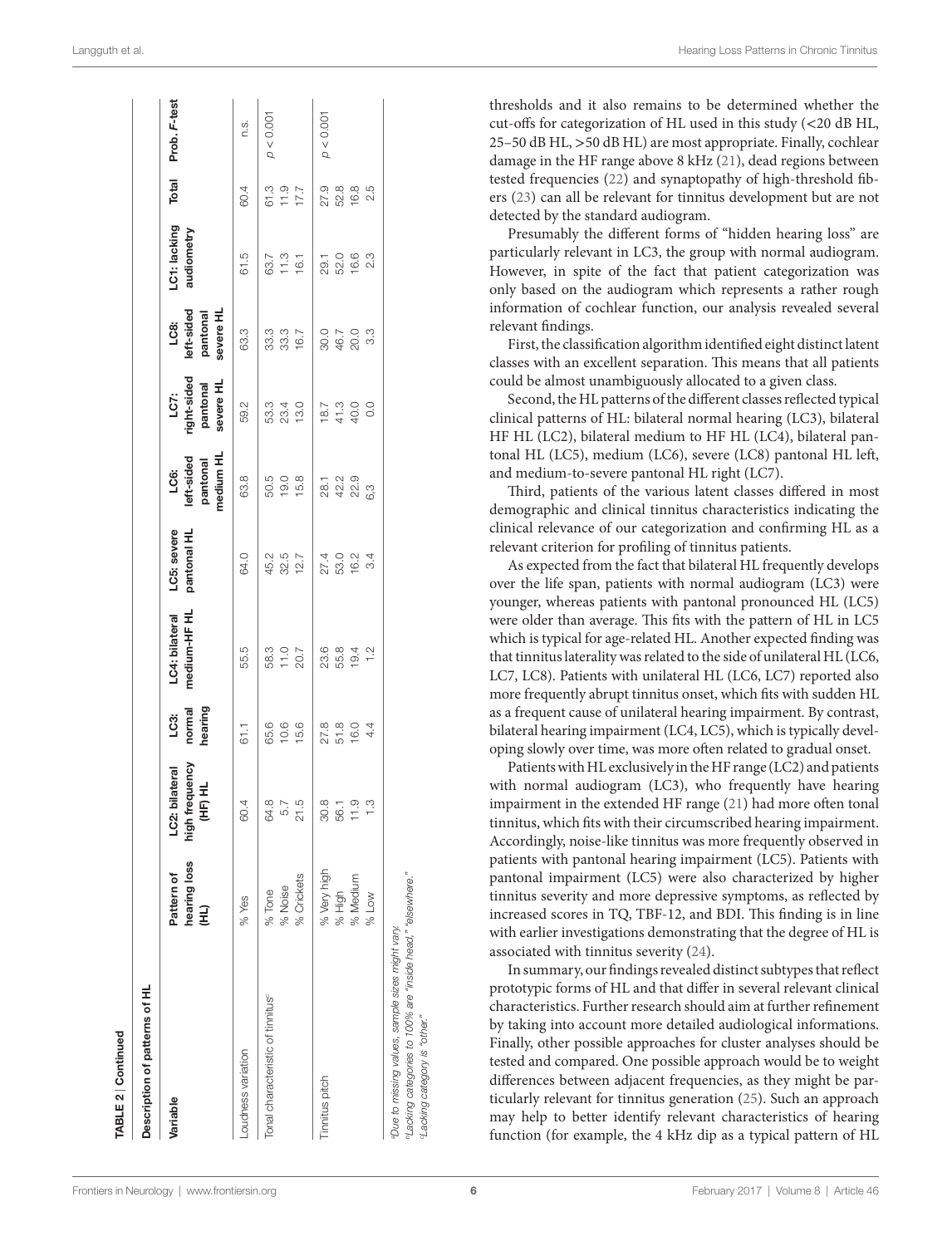**TABLE 2 | Continued**

| Description of patterns of HL | | | | | | | | | | | |
|---|---|---|---|---|---|---|---|---|---|---|---|
| **Variable** | **Pattern of hearing loss (HL)** | **LC2: bilateral high frequency (HF) HL** | **LC3: normal hearing** | **LC4: bilateral medium-HF HL** | **LC5: severe pantonal HL** | **LC6: left-sided pantonal medium HL** | **LC7: right-sided pantonal severe HL** | **LC8: left-sided pantonal severe HL** | **LC1: lacking audiometry** | **Total** | **Prob. F-test** |
| Loudness variation | % Yes | 60.4 | 61.1 | 55.5 | 64.0 | 63.8 | 59.2 | 63.3 | 61.5 | 60.4 | n.s. |
| Tonal characteristic of tinnitus[c] | % Tone | 64.8 | 65.6 | 58.3 | 45.2 | 50.5 | 53.3 | 33.3 | 63.7 | 61.3 | $p < 0.001$ |
| | % Noise | 5.7 | 10.6 | 11.0 | 32.5 | 19.0 | 23.4 | 33.3 | 11.3 | 11.9 | |
| | % Crickets | 21.5 | 15.6 | 20.7 | 12.7 | 15.8 | 13.0 | 16.7 | 16.1 | 17.7 | |
| Tinnitus pitch | % Very high | 30.8 | 27.8 | 23.6 | 27.4 | 28.1 | 18.7 | 30.0 | 29.1 | 27.9 | $p < 0.001$ |
| | % High | 56.1 | 51.8 | 55.8 | 53.0 | 42.2 | 41.3 | 46.7 | 52.0 | 52.8 | |
| | % Medium | 11.9 | 16.0 | 19.4 | 16.2 | 22.9 | 40.0 | 20.0 | 16.6 | 16.8 | |
| | % Low | 1.3 | 4.4 | 1.2 | 3.4 | 6,3 | 0.0 | 3.3 | 2.3 | 2.5 | |

[a]Due to missing values, sample sizes might vary.
[b]Lacking categories to 100% are "inside head," "elsewhere."
[c]Lacking category is "other."

thresholds and it also remains to be determined whether the cut-offs for categorization of HL used in this study (<20 dB HL, 25–50 dB HL, >50 dB HL) are most appropriate. Finally, cochlear damage in the HF range above 8 kHz (21), dead regions between tested frequencies (22) and synaptopathy of high-threshold fibers (23) can all be relevant for tinnitus development but are not detected by the standard audiogram.

Presumably the different forms of "hidden hearing loss" are particularly relevant in LC3, the group with normal audiogram. However, in spite of the fact that patient categorization was only based on the audiogram which represents a rather rough information of cochlear function, our analysis revealed several relevant findings.

First, the classification algorithm identified eight distinct latent classes with an excellent separation. This means that all patients could be almost unambiguously allocated to a given class.

Second, the HL patterns of the different classes reflected typical clinical patterns of HL: bilateral normal hearing (LC3), bilateral HF HL (LC2), bilateral medium to HF HL (LC4), bilateral pantonal HL (LC5), medium (LC6), severe (LC8) pantonal HL left, and medium-to-severe pantonal HL right (LC7).

Third, patients of the various latent classes differed in most demographic and clinical tinnitus characteristics indicating the clinical relevance of our categorization and confirming HL as a relevant criterion for profiling of tinnitus patients.

As expected from the fact that bilateral HL frequently develops over the life span, patients with normal audiogram (LC3) were younger, whereas patients with pantonal pronounced HL (LC5) were older than average. This fits with the pattern of HL in LC5 which is typical for age-related HL. Another expected finding was that tinnitus laterality was related to the side of unilateral HL (LC6, LC7, LC8). Patients with unilateral HL (LC6, LC7) reported also more frequently abrupt tinnitus onset, which fits with sudden HL as a frequent cause of unilateral hearing impairment. By contrast, bilateral hearing impairment (LC4, LC5), which is typically developing slowly over time, was more often related to gradual onset.

Patients with HL exclusively in the HF range (LC2) and patients with normal audiogram (LC3), who frequently have hearing impairment in the extended HF range (21) had more often tonal tinnitus, which fits with their circumscribed hearing impairment. Accordingly, noise-like tinnitus was more frequently observed in patients with pantonal hearing impairment (LC5). Patients with pantonal impairment (LC5) were also characterized by higher tinnitus severity and more depressive symptoms, as reflected by increased scores in TQ, TBF-12, and BDI. This finding is in line with earlier investigations demonstrating that the degree of HL is associated with tinnitus severity (24).

In summary, our findings revealed distinct subtypes that reflect prototypic forms of HL and that differ in several relevant clinical characteristics. Further research should aim at further refinement by taking into account more detailed audiological informations. Finally, other possible approaches for cluster analyses should be tested and compared. One possible approach would be to weight differences between adjacent frequencies, as they might be particularly relevant for tinnitus generation (25). Such an approach may help to better identify relevant characteristics of hearing function (for example, the 4 kHz dip as a typical pattern of HL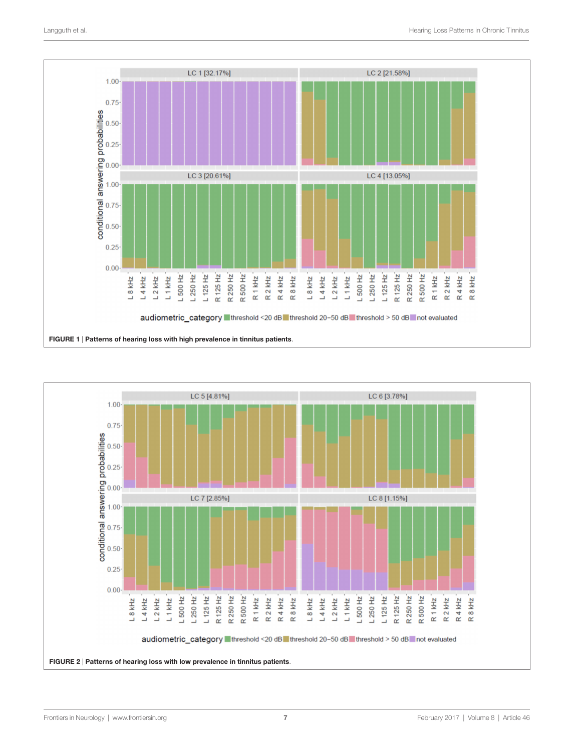FIGURE 1 | **Patterns of hearing loss with high prevalence in tinnitus patients.**

FIGURE 2 | **Patterns of hearing loss with low prevalence in tinnitus patients.**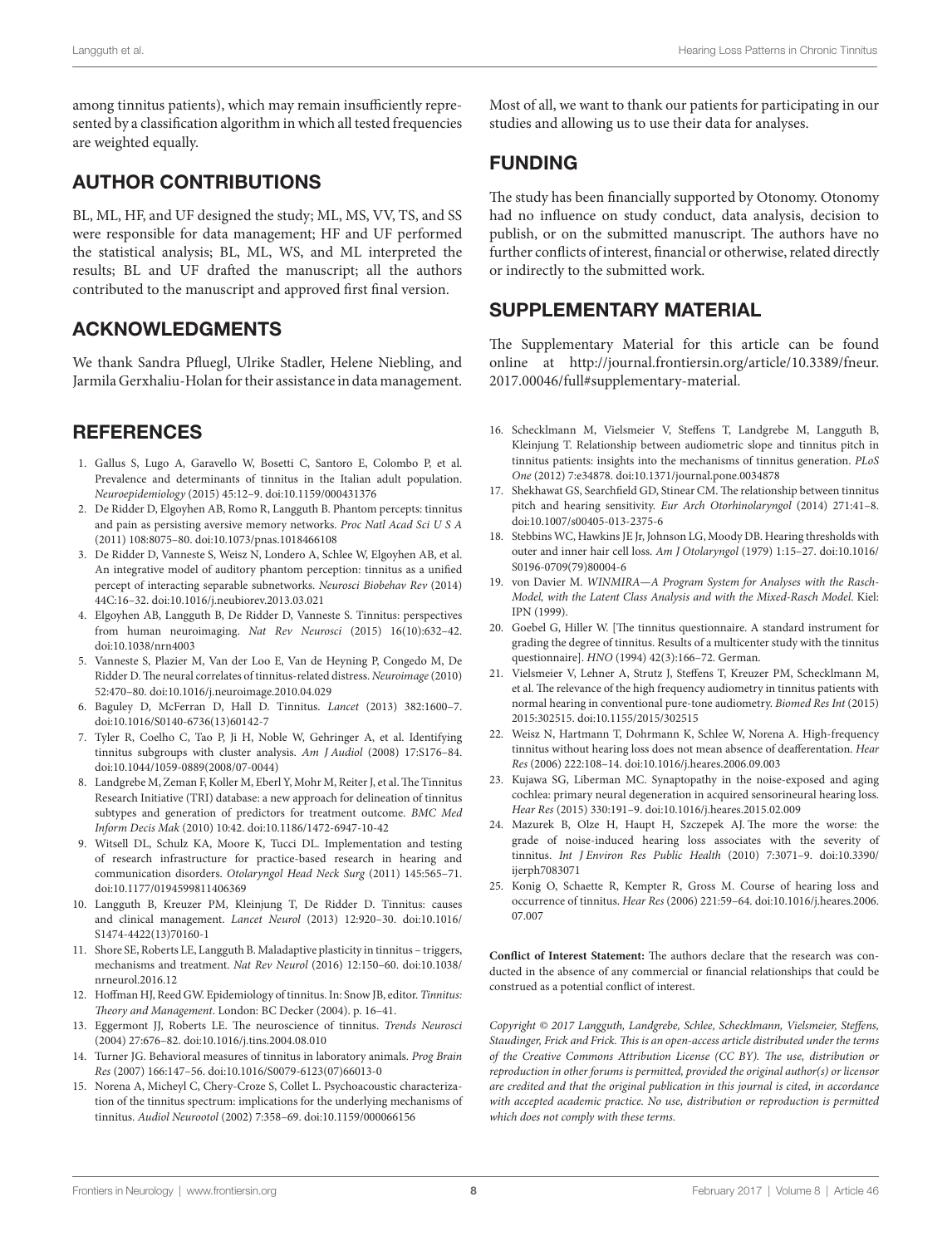among tinnitus patients), which may remain insufficiently represented by a classification algorithm in which all tested frequencies are weighted equally.

## AUTHOR CONTRIBUTIONS

BL, ML, HF, and UF designed the study; ML, MS, VV, TS, and SS were responsible for data management; HF and UF performed the statistical analysis; BL, ML, WS, and ML interpreted the results; BL and UF drafted the manuscript; all the authors contributed to the manuscript and approved first final version.

## ACKNOWLEDGMENTS

We thank Sandra Pfluegl, Ulrike Stadler, Helene Niebling, and Jarmila Gerxhaliu-Holan for their assistance in data management. Most of all, we want to thank our patients for participating in our studies and allowing us to use their data for analyses.

## FUNDING

The study has been financially supported by Otonomy. Otonomy had no influence on study conduct, data analysis, decision to publish, or on the submitted manuscript. The authors have no further conflicts of interest, financial or otherwise, related directly or indirectly to the submitted work.

## SUPPLEMENTARY MATERIAL

The Supplementary Material for this article can be found online at http://journal.frontiersin.org/article/10.3389/fneur.2017.00046/full#supplementary-material.

## REFERENCES

1. Gallus S, Lugo A, Garavello W, Bosetti C, Santoro E, Colombo P, et al. Prevalence and determinants of tinnitus in the Italian adult population. *Neuroepidemiology* (2015) 45:12–9. doi:10.1159/000431376
2. De Ridder D, Elgoyhen AB, Romo R, Langguth B. Phantom percepts: tinnitus and pain as persisting aversive memory networks. *Proc Natl Acad Sci U S A* (2011) 108:8075–80. doi:10.1073/pnas.1018466108
3. De Ridder D, Vanneste S, Weisz N, Londero A, Schlee W, Elgoyhen AB, et al. An integrative model of auditory phantom perception: tinnitus as a unified percept of interacting separable subnetworks. *Neurosci Biobehav Rev* (2014) 44C:16–32. doi:10.1016/j.neubiorev.2013.03.021
4. Elgoyhen AB, Langguth B, De Ridder D, Vanneste S. Tinnitus: perspectives from human neuroimaging. *Nat Rev Neurosci* (2015) 16(10):632–42. doi:10.1038/nrn4003
5. Vanneste S, Plazier M, Van der Loo E, Van de Heyning P, Congedo M, De Ridder D. The neural correlates of tinnitus-related distress. *Neuroimage* (2010) 52:470–80. doi:10.1016/j.neuroimage.2010.04.029
6. Baguley D, McFerran D, Hall D. Tinnitus. *Lancet* (2013) 382:1600–7. doi:10.1016/S0140-6736(13)60142-7
7. Tyler R, Coelho C, Tao P, Ji H, Noble W, Gehringer A, et al. Identifying tinnitus subgroups with cluster analysis. *Am J Audiol* (2008) 17:S176–84. doi:10.1044/1059-0889(2008/07-0044)
8. Landgrebe M, Zeman F, Koller M, Eberl Y, Mohr M, Reiter J, et al. The Tinnitus Research Initiative (TRI) database: a new approach for delineation of tinnitus subtypes and generation of predictors for treatment outcome. *BMC Med Inform Decis Mak* (2010) 10:42. doi:10.1186/1472-6947-10-42
9. Witsell DL, Schulz KA, Moore K, Tucci DL. Implementation and testing of research infrastructure for practice-based research in hearing and communication disorders. *Otolaryngol Head Neck Surg* (2011) 145:565–71. doi:10.1177/0194599811406369
10. Langguth B, Kreuzer PM, Kleinjung T, De Ridder D. Tinnitus: causes and clinical management. *Lancet Neurol* (2013) 12:920–30. doi:10.1016/S1474-4422(13)70160-1
11. Shore SE, Roberts LE, Langguth B. Maladaptive plasticity in tinnitus – triggers, mechanisms and treatment. *Nat Rev Neurol* (2016) 12:150–60. doi:10.1038/nrneurol.2016.12
12. Hoffman HJ, Reed GW. Epidemiology of tinnitus. In: Snow JB, editor. *Tinnitus: Theory and Management*. London: BC Decker (2004). p. 16–41.
13. Eggermont JJ, Roberts LE. The neuroscience of tinnitus. *Trends Neurosci* (2004) 27:676–82. doi:10.1016/j.tins.2004.08.010
14. Turner JG. Behavioral measures of tinnitus in laboratory animals. *Prog Brain Res* (2007) 166:147–56. doi:10.1016/S0079-6123(07)66013-0
15. Norena A, Micheyl C, Chery-Croze S, Collet L. Psychoacoustic characterization of the tinnitus spectrum: implications for the underlying mechanisms of tinnitus. *Audiol Neurootol* (2002) 7:358–69. doi:10.1159/000066156
16. Schecklmann M, Vielsmeier V, Steffens T, Landgrebe M, Langguth B, Kleinjung T. Relationship between audiometric slope and tinnitus pitch in tinnitus patients: insights into the mechanisms of tinnitus generation. *PLoS One* (2012) 7:e34878. doi:10.1371/journal.pone.0034878
17. Shekhawat GS, Searchfield GD, Stinear CM. The relationship between tinnitus pitch and hearing sensitivity. *Eur Arch Otorhinolaryngol* (2014) 271:41–8. doi:10.1007/s00405-013-2375-6
18. Stebbins WC, Hawkins JE Jr, Johnson LG, Moody DB. Hearing thresholds with outer and inner hair cell loss. *Am J Otolaryngol* (1979) 1:15–27. doi:10.1016/S0196-0709(79)80004-6
19. von Davier M. *WINMIRA—A Program System for Analyses with the Rasch-Model, with the Latent Class Analysis and with the Mixed-Rasch Model*. Kiel: IPN (1999).
20. Goebel G, Hiller W. [The tinnitus questionnaire. A standard instrument for grading the degree of tinnitus. Results of a multicenter study with the tinnitus questionnaire]. *HNO* (1994) 42(3):166–72. German.
21. Vielsmeier V, Lehner A, Strutz J, Steffens T, Kreuzer PM, Schecklmann M, et al. The relevance of the high frequency audiometry in tinnitus patients with normal hearing in conventional pure-tone audiometry. *Biomed Res Int* (2015) 2015:302515. doi:10.1155/2015/302515
22. Weisz N, Hartmann T, Dohrmann K, Schlee W, Norena A. High-frequency tinnitus without hearing loss does not mean absence of deafferentation. *Hear Res* (2006) 222:108–14. doi:10.1016/j.heares.2006.09.003
23. Kujawa SG, Liberman MC. Synaptopathy in the noise-exposed and aging cochlea: primary neural degeneration in acquired sensorineural hearing loss. *Hear Res* (2015) 330:191–9. doi:10.1016/j.heares.2015.02.009
24. Mazurek B, Olze H, Haupt H, Szczepek AJ. The more the worse: the grade of noise-induced hearing loss associates with the severity of tinnitus. *Int J Environ Res Public Health* (2010) 7:3071–9. doi:10.3390/ijerph7083071
25. Konig O, Schaette R, Kempter R, Gross M. Course of hearing loss and occurrence of tinnitus. *Hear Res* (2006) 221:59–64. doi:10.1016/j.heares.2006.07.007

**Conflict of Interest Statement:** The authors declare that the research was conducted in the absence of any commercial or financial relationships that could be construed as a potential conflict of interest.

*Copyright © 2017 Langguth, Landgrebe, Schlee, Schecklmann, Vielsmeier, Steffens, Staudinger, Frick and Frick. This is an open-access article distributed under the terms of the Creative Commons Attribution License (CC BY). The use, distribution or reproduction in other forums is permitted, provided the original author(s) or licensor are credited and that the original publication in this journal is cited, in accordance with accepted academic practice. No use, distribution or reproduction is permitted which does not comply with these terms.*